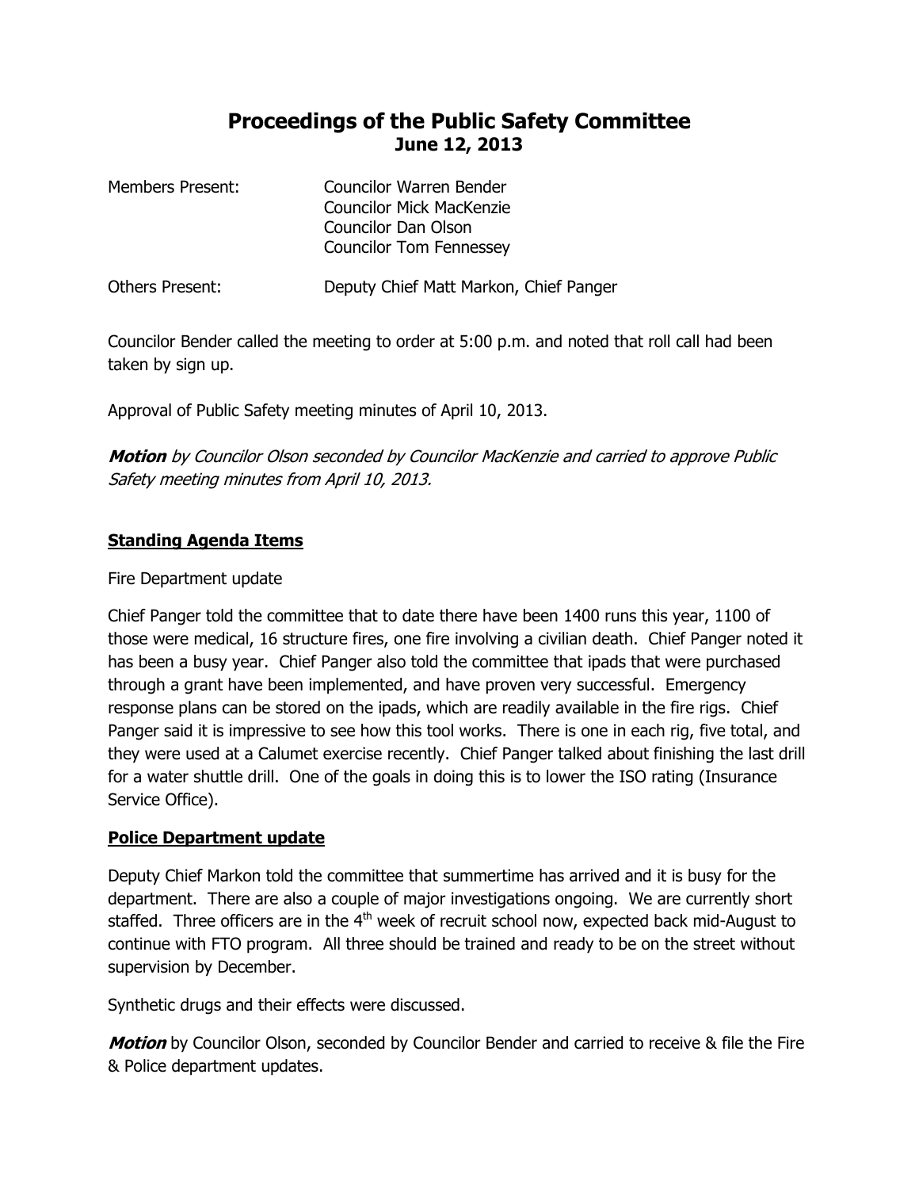# Proceedings of the Public Safety Committee
## June 12, 2013

| | |
|---|---|
| Members Present: | Councilor Warren Bender<br>Councilor Mick MacKenzie<br>Councilor Dan Olson<br>Councilor Tom Fennessey |
| Others Present: | Deputy Chief Matt Markon, Chief Panger |

Councilor Bender called the meeting to order at 5:00 p.m. and noted that roll call had been taken by sign up.

Approval of Public Safety meeting minutes of April 10, 2013.

***Motion** by Councilor Olson seconded by Councilor MacKenzie and carried to approve Public Safety meeting minutes from April 10, 2013.*

**Standing Agenda Items**

Fire Department update

Chief Panger told the committee that to date there have been 1400 runs this year, 1100 of those were medical, 16 structure fires, one fire involving a civilian death. Chief Panger noted it has been a busy year. Chief Panger also told the committee that ipads that were purchased through a grant have been implemented, and have proven very successful. Emergency response plans can be stored on the ipads, which are readily available in the fire rigs. Chief Panger said it is impressive to see how this tool works. There is one in each rig, five total, and they were used at a Calumet exercise recently. Chief Panger talked about finishing the last drill for a water shuttle drill. One of the goals in doing this is to lower the ISO rating (Insurance Service Office).

**Police Department update**

Deputy Chief Markon told the committee that summertime has arrived and it is busy for the department. There are also a couple of major investigations ongoing. We are currently short staffed. Three officers are in the 4th week of recruit school now, expected back mid-August to continue with FTO program. All three should be trained and ready to be on the street without supervision by December.

Synthetic drugs and their effects were discussed.

***Motion*** by Councilor Olson, seconded by Councilor Bender and carried to receive & file the Fire & Police department updates.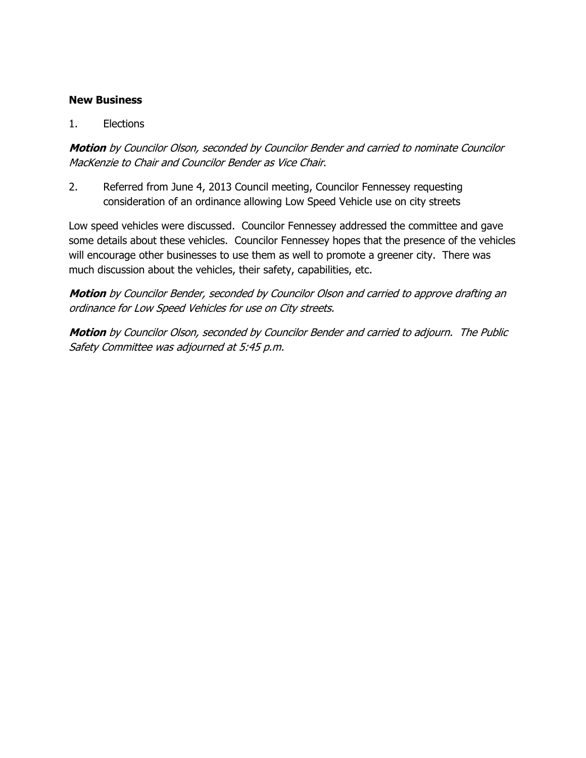**New Business**

1. Elections

***Motion** by Councilor Olson, seconded by Councilor Bender and carried to nominate Councilor MacKenzie to Chair and Councilor Bender as Vice Chair.*

2. Referred from June 4, 2013 Council meeting, Councilor Fennessey requesting consideration of an ordinance allowing Low Speed Vehicle use on city streets

Low speed vehicles were discussed. Councilor Fennessey addressed the committee and gave some details about these vehicles. Councilor Fennessey hopes that the presence of the vehicles will encourage other businesses to use them as well to promote a greener city. There was much discussion about the vehicles, their safety, capabilities, etc.

***Motion** by Councilor Bender, seconded by Councilor Olson and carried to approve drafting an ordinance for Low Speed Vehicles for use on City streets.*

***Motion** by Councilor Olson, seconded by Councilor Bender and carried to adjourn. The Public Safety Committee was adjourned at 5:45 p.m.*